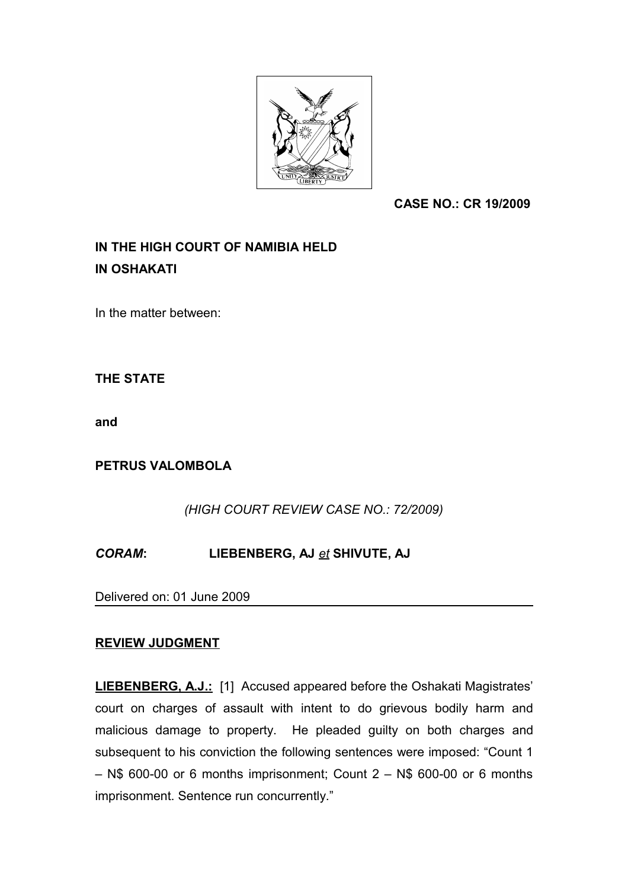**CASE NO.: CR 19/2009**

**IN THE HIGH COURT OF NAMIBIA HELD IN OSHAKATI**

In the matter between:

**THE STATE**

**and**

**PETRUS VALOMBOLA**

*(HIGH COURT REVIEW CASE NO.: 72/2009)*

***CORAM*****:** **LIEBENBERG, AJ *et* SHIVUTE, AJ**

Delivered on: 01 June 2009

**REVIEW JUDGMENT**

**LIEBENBERG, A.J.:** [1] Accused appeared before the Oshakati Magistrates' court on charges of assault with intent to do grievous bodily harm and malicious damage to property. He pleaded guilty on both charges and subsequent to his conviction the following sentences were imposed: "Count 1 – N$ 600-00 or 6 months imprisonment; Count 2 – N$ 600-00 or 6 months imprisonment. Sentence run concurrently."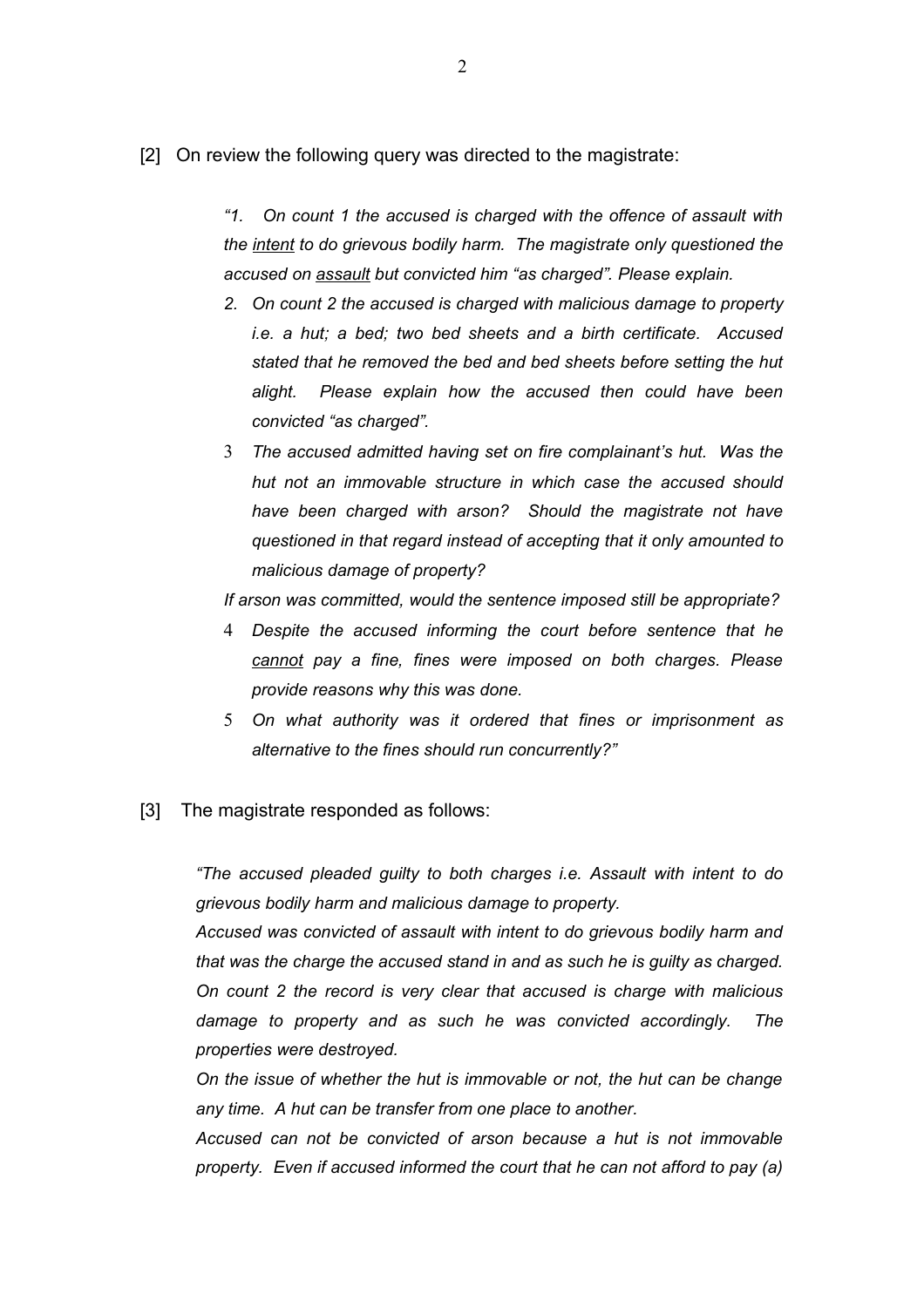[2] On review the following query was directed to the magistrate:

> *"1. On count 1 the accused is charged with the offence of assault with the <u>intent</u> to do grievous bodily harm. The magistrate only questioned the accused on <u>assault</u> but convicted him "as charged". Please explain.*
>
> 2. *On count 2 the accused is charged with malicious damage to property i.e. a hut; a bed; two bed sheets and a birth certificate. Accused stated that he removed the bed and bed sheets before setting the hut alight. Please explain how the accused then could have been convicted "as charged".*
> 3. *The accused admitted having set on fire complainant's hut. Was the hut not an immovable structure in which case the accused should have been charged with arson? Should the magistrate not have questioned in that regard instead of accepting that it only amounted to malicious damage of property?*
>
> *If arson was committed, would the sentence imposed still be appropriate?*
>
> 4. *Despite the accused informing the court before sentence that he <u>cannot</u> pay a fine, fines were imposed on both charges. Please provide reasons why this was done.*
> 5. *On what authority was it ordered that fines or imprisonment as alternative to the fines should run concurrently?"*

[3] The magistrate responded as follows:

> *"The accused pleaded guilty to both charges i.e. Assault with intent to do grievous bodily harm and malicious damage to property.*
>
> *Accused was convicted of assault with intent to do grievous bodily harm and that was the charge the accused stand in and as such he is guilty as charged. On count 2 the record is very clear that accused is charge with malicious damage to property and as such he was convicted accordingly. The properties were destroyed.*
>
> *On the issue of whether the hut is immovable or not, the hut can be change any time. A hut can be transfer from one place to another.*
>
> *Accused can not be convicted of arson because a hut is not immovable property. Even if accused informed the court that he can not afford to pay (a)*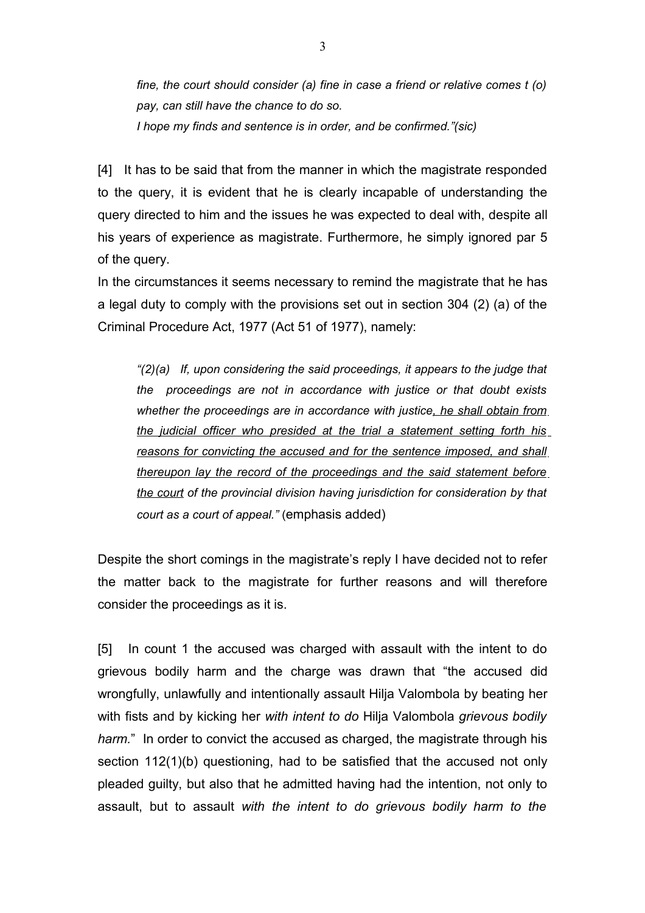> *fine, the court should consider (a) fine in case a friend or relative comes t (o) pay, can still have the chance to do so.*
> *I hope my finds and sentence is in order, and be confirmed."(sic)*

[4] It has to be said that from the manner in which the magistrate responded to the query, it is evident that he is clearly incapable of understanding the query directed to him and the issues he was expected to deal with, despite all his years of experience as magistrate. Furthermore, he simply ignored par 5 of the query.

In the circumstances it seems necessary to remind the magistrate that he has a legal duty to comply with the provisions set out in section 304 (2) (a) of the Criminal Procedure Act, 1977 (Act 51 of 1977), namely:

> *"(2)(a) If, upon considering the said proceedings, it appears to the judge that the proceedings are not in accordance with justice or that doubt exists whether the proceedings are in accordance with justice<u>, he shall obtain from the judicial officer who presided at the trial a statement setting forth his reasons for convicting the accused and for the sentence imposed, and shall thereupon lay the record of the proceedings and the said statement before the court</u> of the provincial division having jurisdiction for consideration by that court as a court of appeal."* (emphasis added)

Despite the short comings in the magistrate's reply I have decided not to refer the matter back to the magistrate for further reasons and will therefore consider the proceedings as it is.

[5] In count 1 the accused was charged with assault with the intent to do grievous bodily harm and the charge was drawn that "the accused did wrongfully, unlawfully and intentionally assault Hilja Valombola by beating her with fists and by kicking her *with intent to do* Hilja Valombola *grievous bodily harm.*" In order to convict the accused as charged, the magistrate through his section 112(1)(b) questioning, had to be satisfied that the accused not only pleaded guilty, but also that he admitted having had the intention, not only to assault, but to assault *with the intent to do grievous bodily harm to the*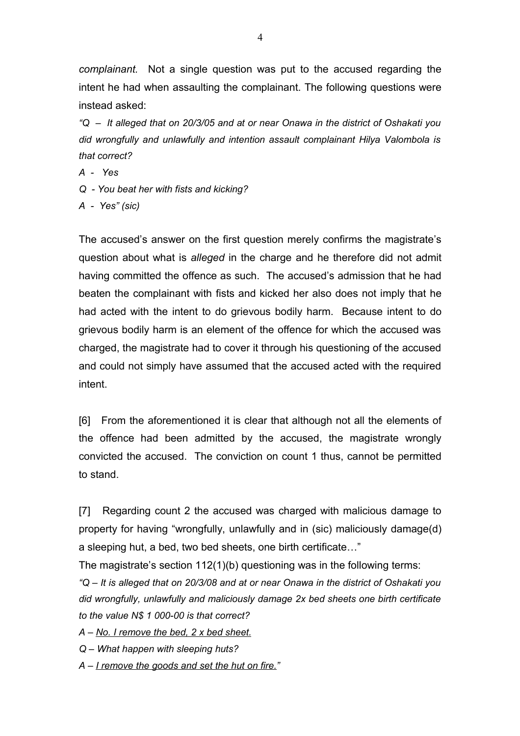*complainant.* Not a single question was put to the accused regarding the intent he had when assaulting the complainant. The following questions were instead asked:

*"Q – It alleged that on 20/3/05 and at or near Onawa in the district of Oshakati you did wrongfully and unlawfully and intention assault complainant Hilya Valombola is that correct?*

*A - Yes*

*Q - You beat her with fists and kicking?*

*A - Yes" (sic)*

The accused's answer on the first question merely confirms the magistrate's question about what is *alleged* in the charge and he therefore did not admit having committed the offence as such. The accused's admission that he had beaten the complainant with fists and kicked her also does not imply that he had acted with the intent to do grievous bodily harm. Because intent to do grievous bodily harm is an element of the offence for which the accused was charged, the magistrate had to cover it through his questioning of the accused and could not simply have assumed that the accused acted with the required intent.

[6] From the aforementioned it is clear that although not all the elements of the offence had been admitted by the accused, the magistrate wrongly convicted the accused. The conviction on count 1 thus, cannot be permitted to stand.

[7] Regarding count 2 the accused was charged with malicious damage to property for having "wrongfully, unlawfully and in (sic) maliciously damage(d) a sleeping hut, a bed, two bed sheets, one birth certificate…"

The magistrate's section 112(1)(b) questioning was in the following terms:

*"Q – It is alleged that on 20/3/08 and at or near Onawa in the district of Oshakati you did wrongfully, unlawfully and maliciously damage 2x bed sheets one birth certificate to the value N$ 1 000-00 is that correct?*

*A – <u>No. I remove the bed, 2 x bed sheet.</u>*

*Q – What happen with sleeping huts?*

*A – <u>I remove the goods and set the hut on fire.</u>"*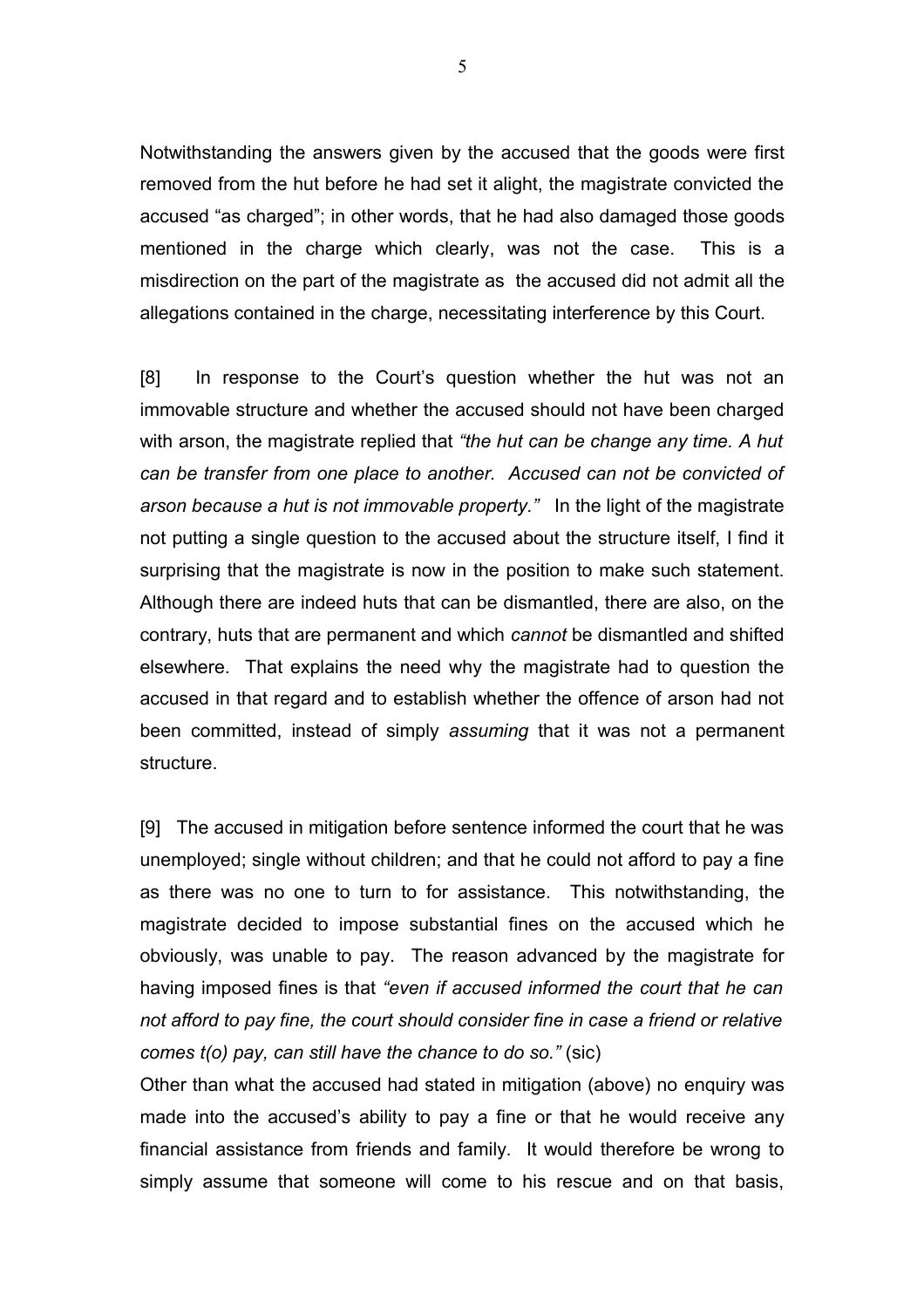Notwithstanding the answers given by the accused that the goods were first removed from the hut before he had set it alight, the magistrate convicted the accused "as charged"; in other words, that he had also damaged those goods mentioned in the charge which clearly, was not the case. This is a misdirection on the part of the magistrate as the accused did not admit all the allegations contained in the charge, necessitating interference by this Court.

[8] In response to the Court's question whether the hut was not an immovable structure and whether the accused should not have been charged with arson, the magistrate replied that *"the hut can be change any time. A hut can be transfer from one place to another. Accused can not be convicted of arson because a hut is not immovable property."* In the light of the magistrate not putting a single question to the accused about the structure itself, I find it surprising that the magistrate is now in the position to make such statement. Although there are indeed huts that can be dismantled, there are also, on the contrary, huts that are permanent and which *cannot* be dismantled and shifted elsewhere. That explains the need why the magistrate had to question the accused in that regard and to establish whether the offence of arson had not been committed, instead of simply *assuming* that it was not a permanent structure.

[9] The accused in mitigation before sentence informed the court that he was unemployed; single without children; and that he could not afford to pay a fine as there was no one to turn to for assistance. This notwithstanding, the magistrate decided to impose substantial fines on the accused which he obviously, was unable to pay. The reason advanced by the magistrate for having imposed fines is that *"even if accused informed the court that he can not afford to pay fine, the court should consider fine in case a friend or relative comes t(o) pay, can still have the chance to do so."* (sic)

Other than what the accused had stated in mitigation (above) no enquiry was made into the accused's ability to pay a fine or that he would receive any financial assistance from friends and family. It would therefore be wrong to simply assume that someone will come to his rescue and on that basis,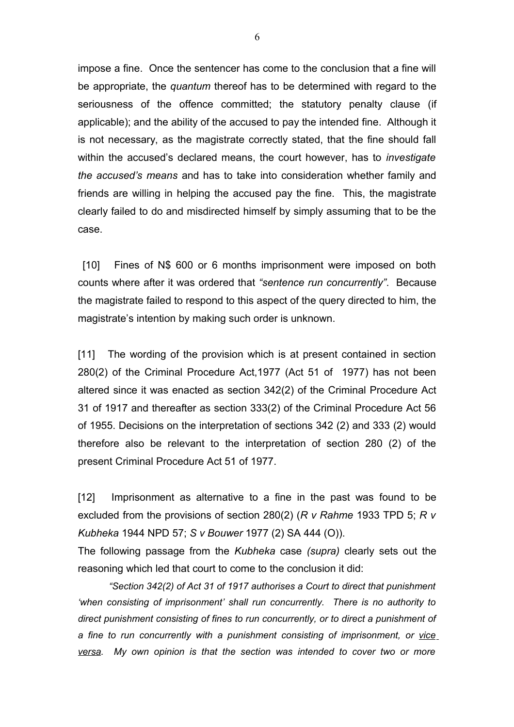impose a fine. Once the sentencer has come to the conclusion that a fine will be appropriate, the *quantum* thereof has to be determined with regard to the seriousness of the offence committed; the statutory penalty clause (if applicable); and the ability of the accused to pay the intended fine. Although it is not necessary, as the magistrate correctly stated, that the fine should fall within the accused's declared means, the court however, has to *investigate the accused's means* and has to take into consideration whether family and friends are willing in helping the accused pay the fine. This, the magistrate clearly failed to do and misdirected himself by simply assuming that to be the case.

[10] Fines of N$ 600 or 6 months imprisonment were imposed on both counts where after it was ordered that *"sentence run concurrently"*. Because the magistrate failed to respond to this aspect of the query directed to him, the magistrate's intention by making such order is unknown.

[11] The wording of the provision which is at present contained in section 280(2) of the Criminal Procedure Act,1977 (Act 51 of 1977) has not been altered since it was enacted as section 342(2) of the Criminal Procedure Act 31 of 1917 and thereafter as section 333(2) of the Criminal Procedure Act 56 of 1955. Decisions on the interpretation of sections 342 (2) and 333 (2) would therefore also be relevant to the interpretation of section 280 (2) of the present Criminal Procedure Act 51 of 1977.

[12] Imprisonment as alternative to a fine in the past was found to be excluded from the provisions of section 280(2) (*R v Rahme* 1933 TPD 5; *R v Kubheka* 1944 NPD 57; *S v Bouwer* 1977 (2) SA 444 (O)).

The following passage from the *Kubheka* case *(supra)* clearly sets out the reasoning which led that court to come to the conclusion it did:

> *"Section 342(2) of Act 31 of 1917 authorises a Court to direct that punishment 'when consisting of imprisonment' shall run concurrently. There is no authority to direct punishment consisting of fines to run concurrently, or to direct a punishment of a fine to run concurrently with a punishment consisting of imprisonment, or vice versa. My own opinion is that the section was intended to cover two or more*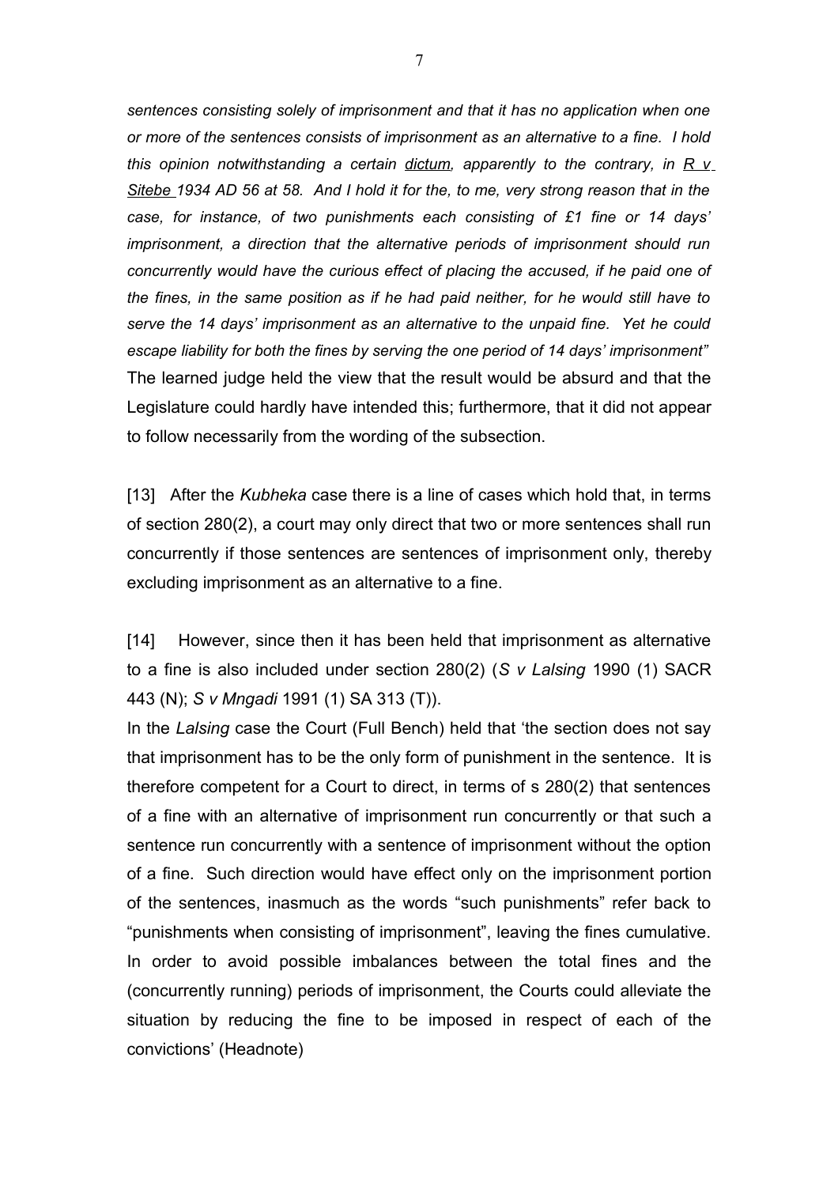*sentences consisting solely of imprisonment and that it has no application when one or more of the sentences consists of imprisonment as an alternative to a fine. I hold this opinion notwithstanding a certain dictum, apparently to the contrary, in R v Sitebe 1934 AD 56 at 58. And I hold it for the, to me, very strong reason that in the case, for instance, of two punishments each consisting of £1 fine or 14 days' imprisonment, a direction that the alternative periods of imprisonment should run concurrently would have the curious effect of placing the accused, if he paid one of the fines, in the same position as if he had paid neither, for he would still have to serve the 14 days' imprisonment as an alternative to the unpaid fine. Yet he could escape liability for both the fines by serving the one period of 14 days' imprisonment"*
The learned judge held the view that the result would be absurd and that the Legislature could hardly have intended this; furthermore, that it did not appear to follow necessarily from the wording of the subsection.

[13] After the *Kubheka* case there is a line of cases which hold that, in terms of section 280(2), a court may only direct that two or more sentences shall run concurrently if those sentences are sentences of imprisonment only, thereby excluding imprisonment as an alternative to a fine.

[14] However, since then it has been held that imprisonment as alternative to a fine is also included under section 280(2) (*S v Lalsing* 1990 (1) SACR 443 (N); *S v Mngadi* 1991 (1) SA 313 (T)).
In the *Lalsing* case the Court (Full Bench) held that 'the section does not say that imprisonment has to be the only form of punishment in the sentence. It is therefore competent for a Court to direct, in terms of s 280(2) that sentences of a fine with an alternative of imprisonment run concurrently or that such a sentence run concurrently with a sentence of imprisonment without the option of a fine. Such direction would have effect only on the imprisonment portion of the sentences, inasmuch as the words "such punishments" refer back to "punishments when consisting of imprisonment", leaving the fines cumulative. In order to avoid possible imbalances between the total fines and the (concurrently running) periods of imprisonment, the Courts could alleviate the situation by reducing the fine to be imposed in respect of each of the convictions' (Headnote)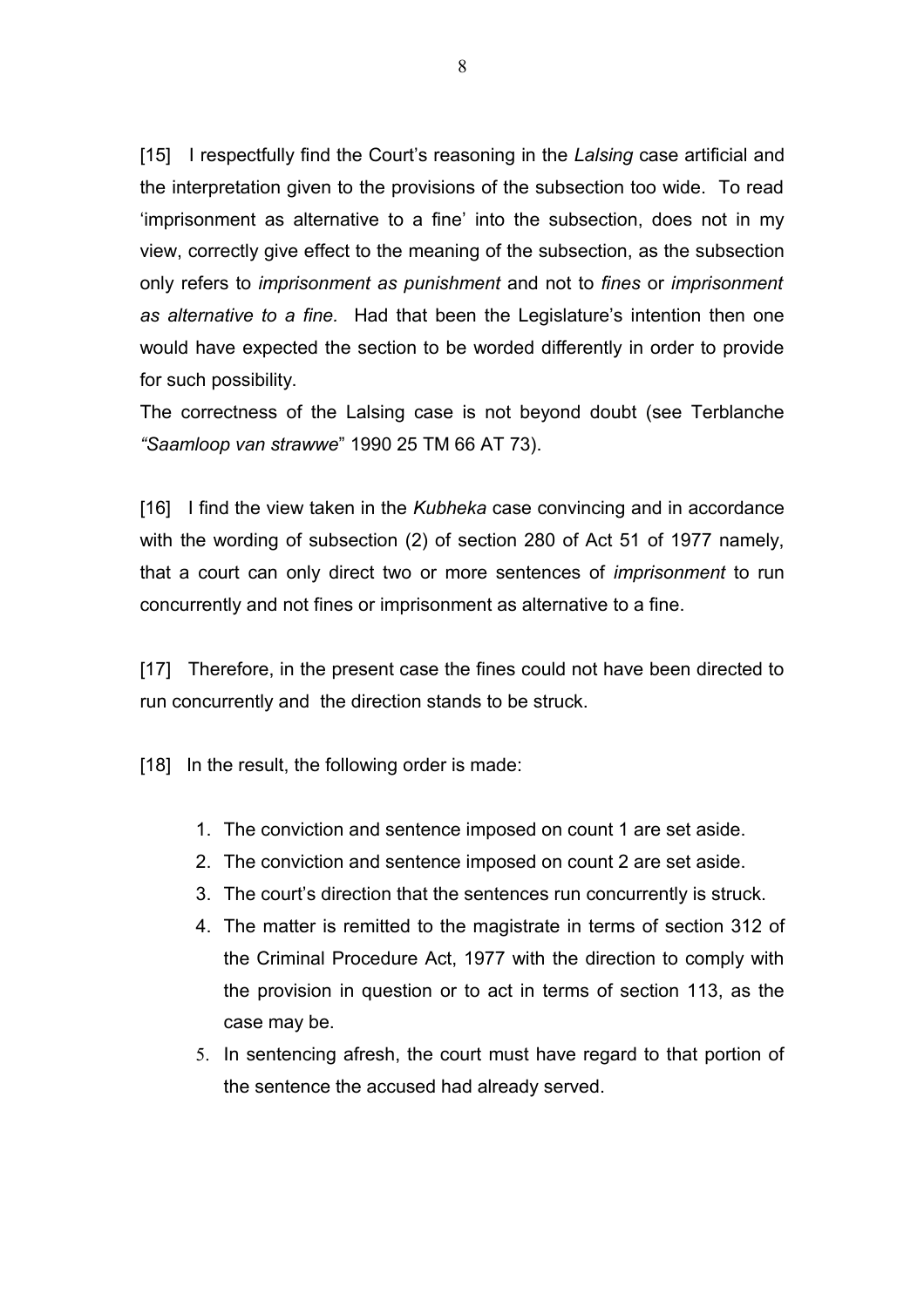[15] I respectfully find the Court's reasoning in the *Lalsing* case artificial and the interpretation given to the provisions of the subsection too wide. To read 'imprisonment as alternative to a fine' into the subsection, does not in my view, correctly give effect to the meaning of the subsection, as the subsection only refers to *imprisonment as punishment* and not to *fines* or *imprisonment as alternative to a fine.* Had that been the Legislature's intention then one would have expected the section to be worded differently in order to provide for such possibility.
The correctness of the Lalsing case is not beyond doubt (see Terblanche *"Saamloop van strawwe*" 1990 25 TM 66 AT 73).

[16] I find the view taken in the *Kubheka* case convincing and in accordance with the wording of subsection (2) of section 280 of Act 51 of 1977 namely, that a court can only direct two or more sentences of *imprisonment* to run concurrently and not fines or imprisonment as alternative to a fine.

[17] Therefore, in the present case the fines could not have been directed to run concurrently and the direction stands to be struck.

[18] In the result, the following order is made:

1. The conviction and sentence imposed on count 1 are set aside.
2. The conviction and sentence imposed on count 2 are set aside.
3. The court's direction that the sentences run concurrently is struck.
4. The matter is remitted to the magistrate in terms of section 312 of the Criminal Procedure Act, 1977 with the direction to comply with the provision in question or to act in terms of section 113, as the case may be.
5. In sentencing afresh, the court must have regard to that portion of the sentence the accused had already served.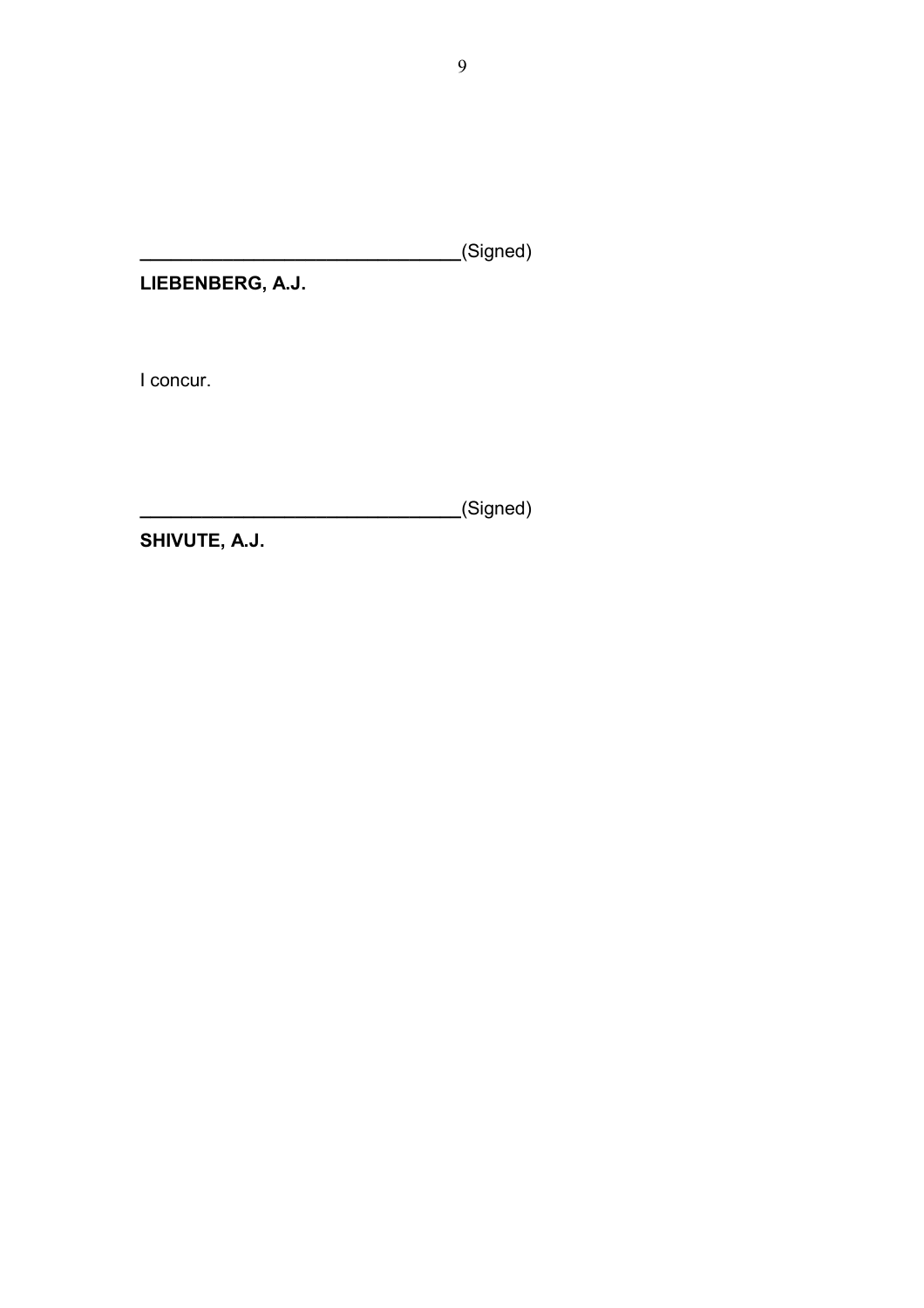\_\_\_\_\_\_\_\_\_\_\_\_\_\_\_\_\_\_\_\_\_\_\_\_\_\_\_\_\_\_\_\_(Signed)

**LIEBENBERG, A.J.**

I concur.

\_\_\_\_\_\_\_\_\_\_\_\_\_\_\_\_\_\_\_\_\_\_\_\_\_\_\_\_\_\_\_\_(Signed)

**SHIVUTE, A.J.**